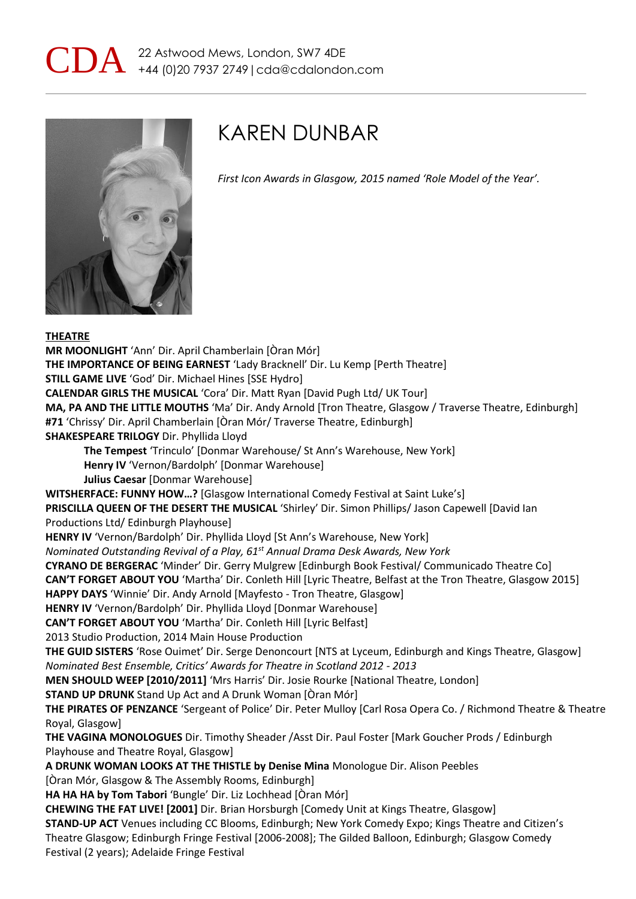CDA 22 Astwood Mews, London, SW7 4DE
+44 (0)20 7937 2749 | cda@cdalondon.com

# KAREN DUNBAR

*First Icon Awards in Glasgow, 2015 named 'Role Model of the Year'.*

## THEATRE

**MR MOONLIGHT** 'Ann' Dir. April Chamberlain [Òran Mór]
**THE IMPORTANCE OF BEING EARNEST** 'Lady Bracknell' Dir. Lu Kemp [Perth Theatre]
**STILL GAME LIVE** 'God' Dir. Michael Hines [SSE Hydro]
**CALENDAR GIRLS THE MUSICAL** 'Cora' Dir. Matt Ryan [David Pugh Ltd/ UK Tour]
**MA, PA AND THE LITTLE MOUTHS** 'Ma' Dir. Andy Arnold [Tron Theatre, Glasgow / Traverse Theatre, Edinburgh]
**#71** 'Chrissy' Dir. April Chamberlain [Òran Mór/ Traverse Theatre, Edinburgh]
**SHAKESPEARE TRILOGY** Dir. Phyllida Lloyd
- **The Tempest** 'Trinculo' [Donmar Warehouse/ St Ann's Warehouse, New York]
- **Henry IV** 'Vernon/Bardolph' [Donmar Warehouse]
- **Julius Caesar** [Donmar Warehouse]

**WITSHERFACE: FUNNY HOW…?** [Glasgow International Comedy Festival at Saint Luke's]
**PRISCILLA QUEEN OF THE DESERT THE MUSICAL** 'Shirley' Dir. Simon Phillips/ Jason Capewell [David Ian Productions Ltd/ Edinburgh Playhouse]
**HENRY IV** 'Vernon/Bardolph' Dir. Phyllida Lloyd [St Ann's Warehouse, New York]
*Nominated Outstanding Revival of a Play, 61st Annual Drama Desk Awards, New York*
**CYRANO DE BERGERAC** 'Minder' Dir. Gerry Mulgrew [Edinburgh Book Festival/ Communicado Theatre Co]
**CAN'T FORGET ABOUT YOU** 'Martha' Dir. Conleth Hill [Lyric Theatre, Belfast at the Tron Theatre, Glasgow 2015]
**HAPPY DAYS** 'Winnie' Dir. Andy Arnold [Mayfesto - Tron Theatre, Glasgow]
**HENRY IV** 'Vernon/Bardolph' Dir. Phyllida Lloyd [Donmar Warehouse]
**CAN'T FORGET ABOUT YOU** 'Martha' Dir. Conleth Hill [Lyric Belfast]
2013 Studio Production, 2014 Main House Production
**THE GUID SISTERS** 'Rose Ouimet' Dir. Serge Denoncourt [NTS at Lyceum, Edinburgh and Kings Theatre, Glasgow]
*Nominated Best Ensemble, Critics' Awards for Theatre in Scotland 2012 - 2013*
**MEN SHOULD WEEP [2010/2011]** 'Mrs Harris' Dir. Josie Rourke [National Theatre, London]
**STAND UP DRUNK** Stand Up Act and A Drunk Woman [Òran Mór]
**THE PIRATES OF PENZANCE** 'Sergeant of Police' Dir. Peter Mulloy [Carl Rosa Opera Co. / Richmond Theatre & Theatre Royal, Glasgow]
**THE VAGINA MONOLOGUES** Dir. Timothy Sheader /Asst Dir. Paul Foster [Mark Goucher Prods / Edinburgh Playhouse and Theatre Royal, Glasgow]
**A DRUNK WOMAN LOOKS AT THE THISTLE by Denise Mina** Monologue Dir. Alison Peebles [Òran Mór, Glasgow & The Assembly Rooms, Edinburgh]
**HA HA HA by Tom Tabori** 'Bungle' Dir. Liz Lochhead [Òran Mór]
**CHEWING THE FAT LIVE! [2001]** Dir. Brian Horsburgh [Comedy Unit at Kings Theatre, Glasgow]
**STAND-UP ACT** Venues including CC Blooms, Edinburgh; New York Comedy Expo; Kings Theatre and Citizen's Theatre Glasgow; Edinburgh Fringe Festival [2006-2008]; The Gilded Balloon, Edinburgh; Glasgow Comedy Festival (2 years); Adelaide Fringe Festival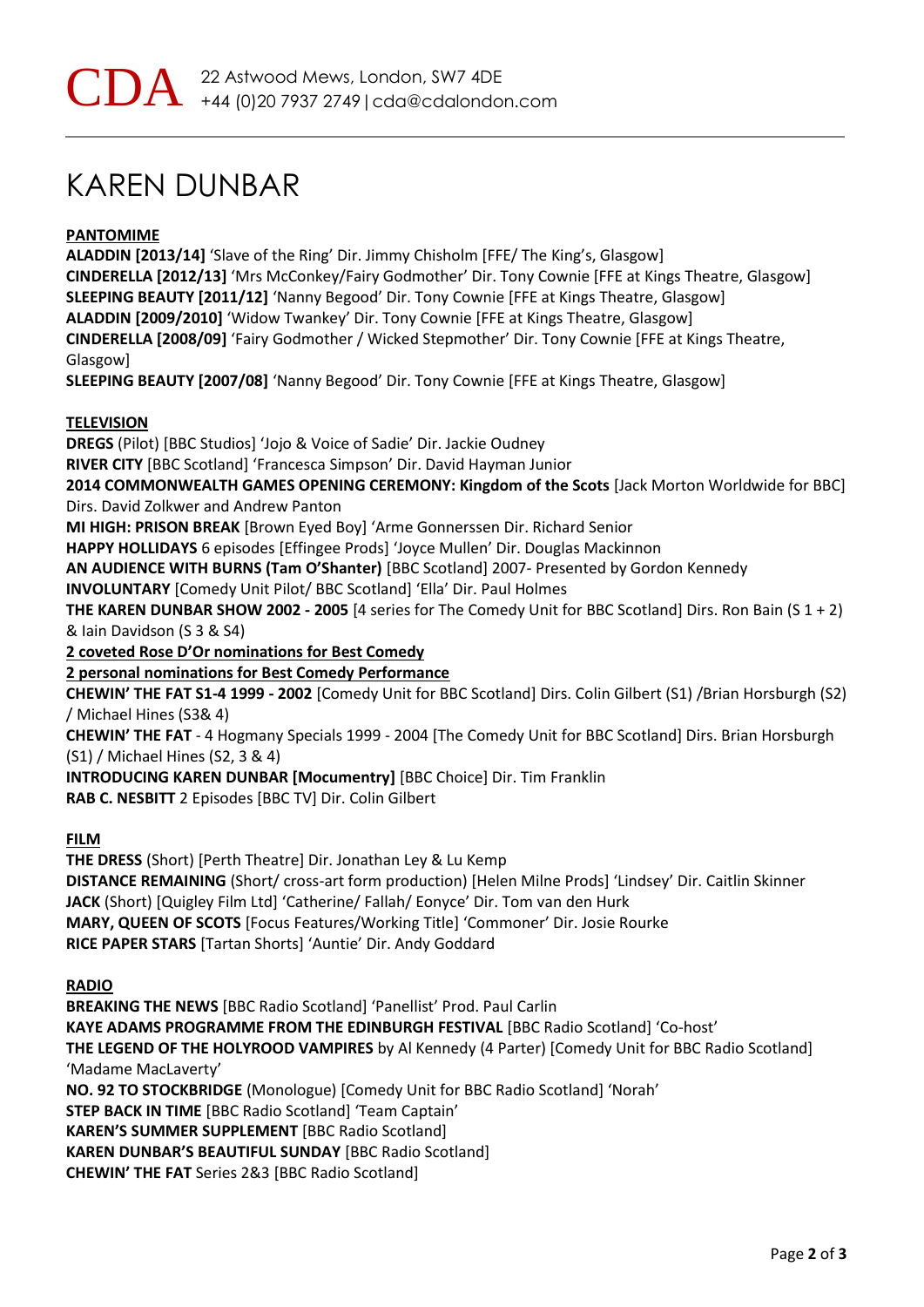CDA 22 Astwood Mews, London, SW7 4DE
+44 (0)20 7937 2749 | cda@cdalondon.com

# KAREN DUNBAR

## PANTOMIME

**ALADDIN [2013/14]** 'Slave of the Ring' Dir. Jimmy Chisholm [FFE/ The King's, Glasgow]
**CINDERELLA [2012/13]** 'Mrs McConkey/Fairy Godmother' Dir. Tony Cownie [FFE at Kings Theatre, Glasgow]
**SLEEPING BEAUTY [2011/12]** 'Nanny Begood' Dir. Tony Cownie [FFE at Kings Theatre, Glasgow]
**ALADDIN [2009/2010]** 'Widow Twankey' Dir. Tony Cownie [FFE at Kings Theatre, Glasgow]
**CINDERELLA [2008/09]** 'Fairy Godmother / Wicked Stepmother' Dir. Tony Cownie [FFE at Kings Theatre, Glasgow]
**SLEEPING BEAUTY [2007/08]** 'Nanny Begood' Dir. Tony Cownie [FFE at Kings Theatre, Glasgow]

## TELEVISION

**DREGS** (Pilot) [BBC Studios] 'Jojo & Voice of Sadie' Dir. Jackie Oudney
**RIVER CITY** [BBC Scotland] 'Francesca Simpson' Dir. David Hayman Junior
**2014 COMMONWEALTH GAMES OPENING CEREMONY: Kingdom of the Scots** [Jack Morton Worldwide for BBC] Dirs. David Zolkwer and Andrew Panton
**MI HIGH: PRISON BREAK** [Brown Eyed Boy] 'Arme Gonnerssen Dir. Richard Senior
**HAPPY HOLLIDAYS** 6 episodes [Effingee Prods] 'Joyce Mullen' Dir. Douglas Mackinnon
**AN AUDIENCE WITH BURNS (Tam O'Shanter)** [BBC Scotland] 2007- Presented by Gordon Kennedy
**INVOLUNTARY** [Comedy Unit Pilot/ BBC Scotland] 'Ella' Dir. Paul Holmes
**THE KAREN DUNBAR SHOW 2002 - 2005** [4 series for The Comedy Unit for BBC Scotland] Dirs. Ron Bain (S 1 + 2) & Iain Davidson (S 3 & S4)
**2 coveted Rose D'Or nominations for Best Comedy**
**2 personal nominations for Best Comedy Performance**
**CHEWIN' THE FAT S1-4 1999 - 2002** [Comedy Unit for BBC Scotland] Dirs. Colin Gilbert (S1) /Brian Horsburgh (S2) / Michael Hines (S3& 4)
**CHEWIN' THE FAT** - 4 Hogmany Specials 1999 - 2004 [The Comedy Unit for BBC Scotland] Dirs. Brian Horsburgh (S1) / Michael Hines (S2, 3 & 4)
**INTRODUCING KAREN DUNBAR [Mocumentry]** [BBC Choice] Dir. Tim Franklin
**RAB C. NESBITT** 2 Episodes [BBC TV] Dir. Colin Gilbert

## FILM

**THE DRESS** (Short) [Perth Theatre] Dir. Jonathan Ley & Lu Kemp
**DISTANCE REMAINING** (Short/ cross-art form production) [Helen Milne Prods] 'Lindsey' Dir. Caitlin Skinner
**JACK** (Short) [Quigley Film Ltd] 'Catherine/ Fallah/ Eonyce' Dir. Tom van den Hurk
**MARY, QUEEN OF SCOTS** [Focus Features/Working Title] 'Commoner' Dir. Josie Rourke
**RICE PAPER STARS** [Tartan Shorts] 'Auntie' Dir. Andy Goddard

## RADIO

**BREAKING THE NEWS** [BBC Radio Scotland] 'Panellist' Prod. Paul Carlin
**KAYE ADAMS PROGRAMME FROM THE EDINBURGH FESTIVAL** [BBC Radio Scotland] 'Co-host'
**THE LEGEND OF THE HOLYROOD VAMPIRES** by Al Kennedy (4 Parter) [Comedy Unit for BBC Radio Scotland] 'Madame MacLaverty'
**NO. 92 TO STOCKBRIDGE** (Monologue) [Comedy Unit for BBC Radio Scotland] 'Norah'
**STEP BACK IN TIME** [BBC Radio Scotland] 'Team Captain'
**KAREN'S SUMMER SUPPLEMENT** [BBC Radio Scotland]
**KAREN DUNBAR'S BEAUTIFUL SUNDAY** [BBC Radio Scotland]
**CHEWIN' THE FAT** Series 2&3 [BBC Radio Scotland]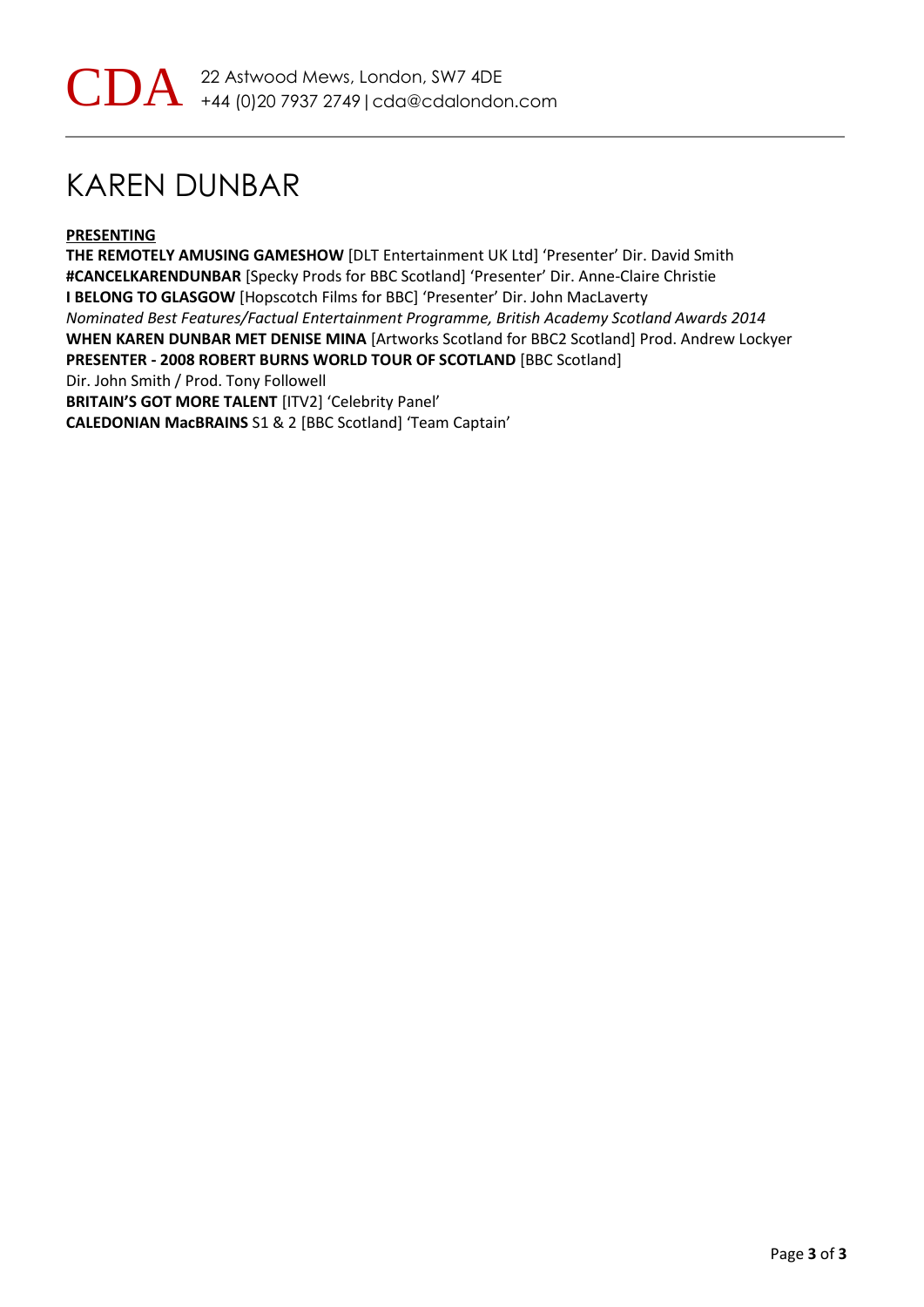# KAREN DUNBAR

**PRESENTING**

**THE REMOTELY AMUSING GAMESHOW** [DLT Entertainment UK Ltd] 'Presenter' Dir. David Smith
**#CANCELKARENDUNBAR** [Specky Prods for BBC Scotland] 'Presenter' Dir. Anne-Claire Christie
**I BELONG TO GLASGOW** [Hopscotch Films for BBC] 'Presenter' Dir. John MacLaverty
*Nominated Best Features/Factual Entertainment Programme, British Academy Scotland Awards 2014*
**WHEN KAREN DUNBAR MET DENISE MINA** [Artworks Scotland for BBC2 Scotland] Prod. Andrew Lockyer
**PRESENTER - 2008 ROBERT BURNS WORLD TOUR OF SCOTLAND** [BBC Scotland]
Dir. John Smith / Prod. Tony Followell
**BRITAIN'S GOT MORE TALENT** [ITV2] 'Celebrity Panel'
**CALEDONIAN MacBRAINS** S1 & 2 [BBC Scotland] 'Team Captain'